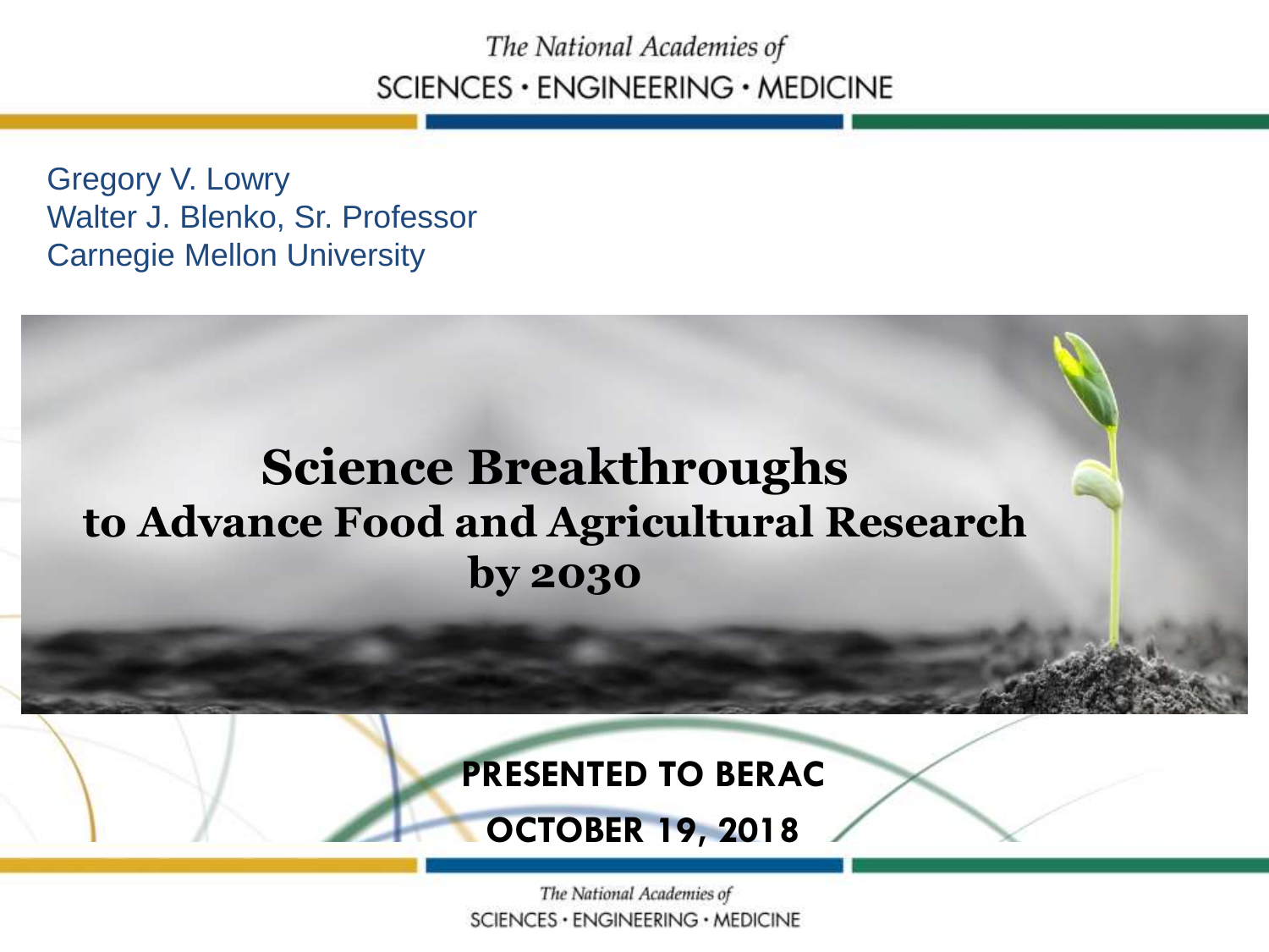The National Academies of
SCIENCES · ENGINEERING · MEDICINE

Gregory V. Lowry
Walter J. Blenko, Sr. Professor
Carnegie Mellon University

# Science Breakthroughs to Advance Food and Agricultural Research by 2030

**PRESENTED TO BERAC**

**OCTOBER 19, 2018**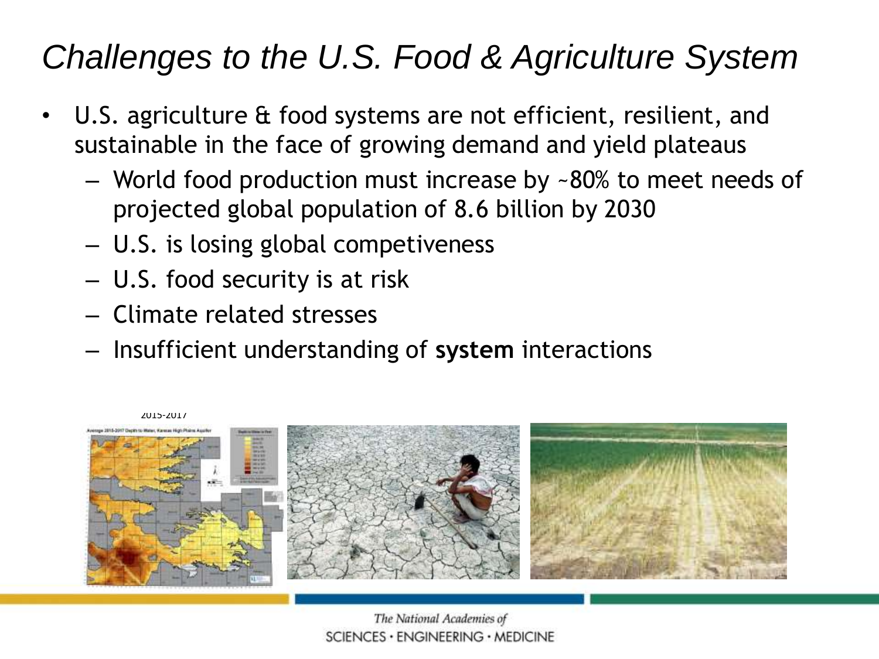# *Challenges to the U.S. Food & Agriculture System*

- U.S. agriculture & food systems are not efficient, resilient, and sustainable in the face of growing demand and yield plateaus
  - World food production must increase by ~80% to meet needs of projected global population of 8.6 billion by 2030
  - U.S. is losing global competiveness
  - U.S. food security is at risk
  - Climate related stresses
  - Insufficient understanding of **system** interactions

2015-2017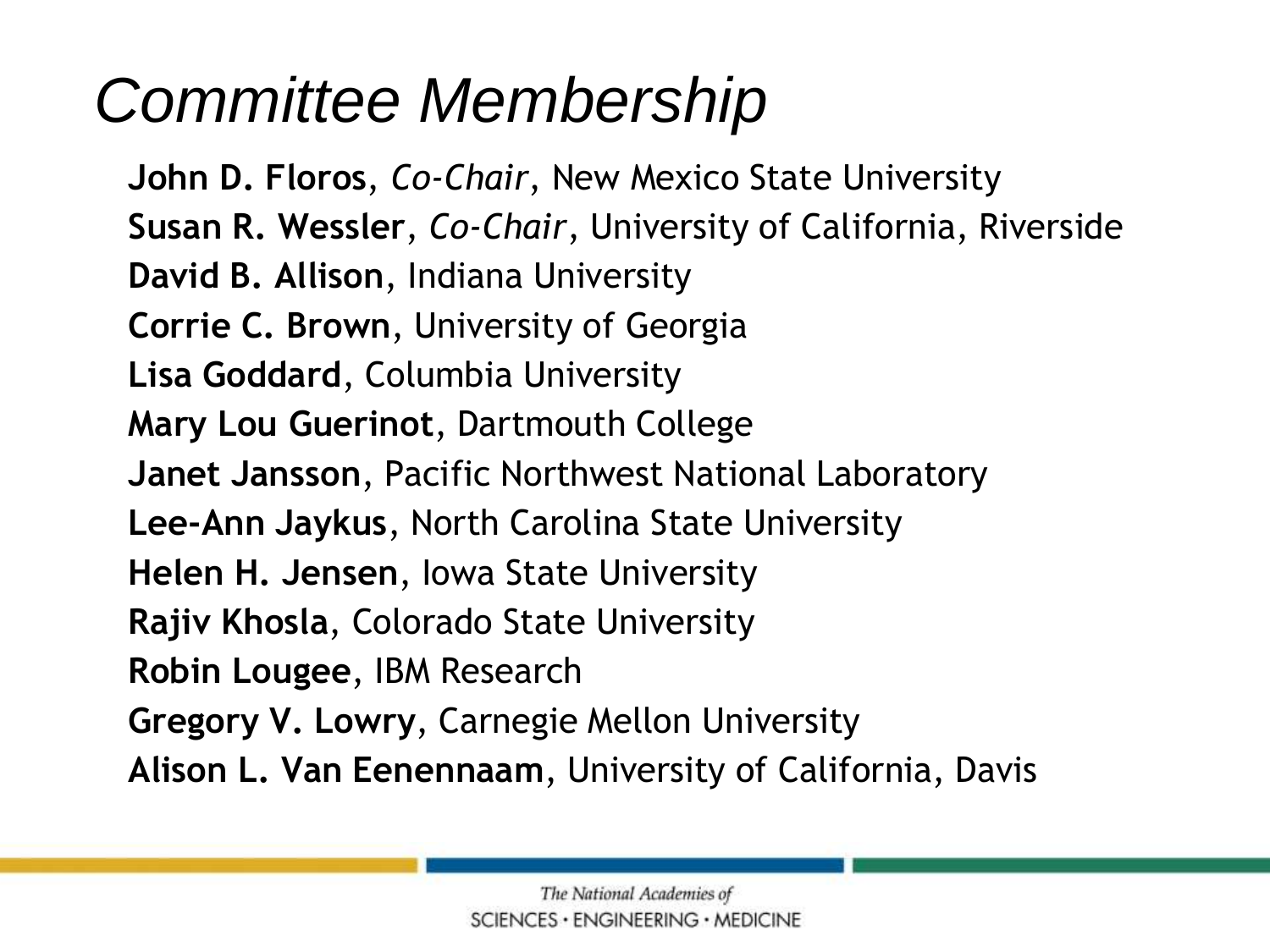# *Committee Membership*

**John D. Floros**, *Co-Chair*, New Mexico State University  
**Susan R. Wessler**, *Co-Chair*, University of California, Riverside  
**David B. Allison**, Indiana University  
**Corrie C. Brown**, University of Georgia  
**Lisa Goddard**, Columbia University  
**Mary Lou Guerinot**, Dartmouth College  
**Janet Jansson**, Pacific Northwest National Laboratory  
**Lee-Ann Jaykus**, North Carolina State University  
**Helen H. Jensen**, Iowa State University  
**Rajiv Khosla**, Colorado State University  
**Robin Lougee**, IBM Research  
**Gregory V. Lowry**, Carnegie Mellon University  
**Alison L. Van Eenennaam**, University of California, Davis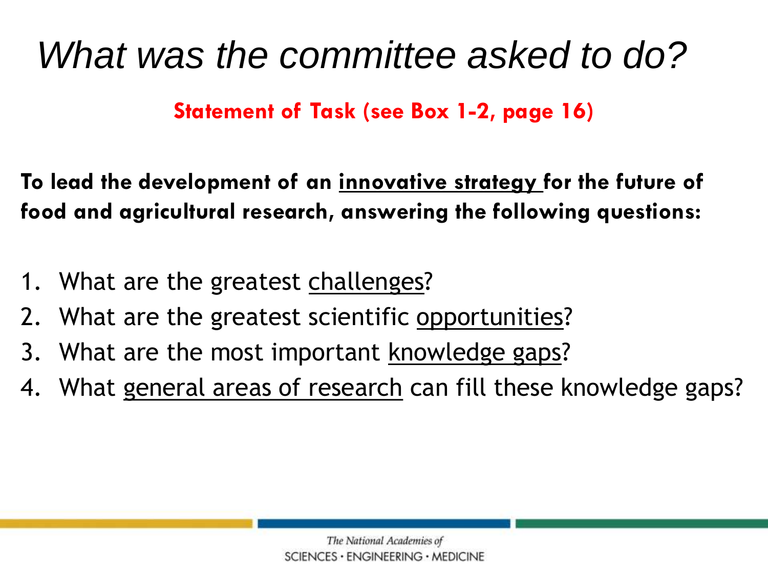# *What was the committee asked to do?*

**Statement of Task (see Box 1-2, page 16)**

**To lead the development of an <u>innovative strategy</u> for the future of food and agricultural research, answering the following questions:**

1. What are the greatest <u>challenges</u>?
2. What are the greatest scientific <u>opportunities</u>?
3. What are the most important <u>knowledge gaps</u>?
4. What <u>general areas of research</u> can fill these knowledge gaps?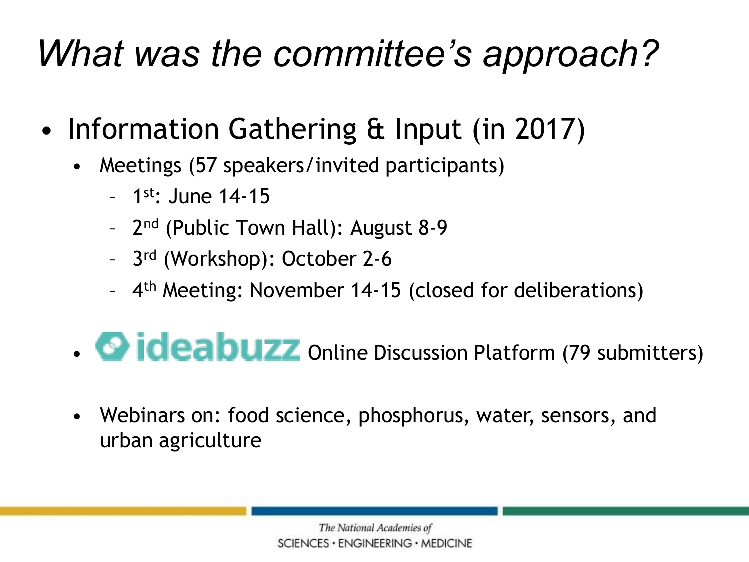# *What was the committee's approach?*

- Information Gathering & Input (in 2017)
  - Meetings (57 speakers/invited participants)
    - 1st: June 14-15
    - 2nd (Public Town Hall): August 8-9
    - 3rd (Workshop): October 2-6
    - 4th Meeting: November 14-15 (closed for deliberations)
  - ideabuzz Online Discussion Platform (79 submitters)
  - Webinars on: food science, phosphorus, water, sensors, and urban agriculture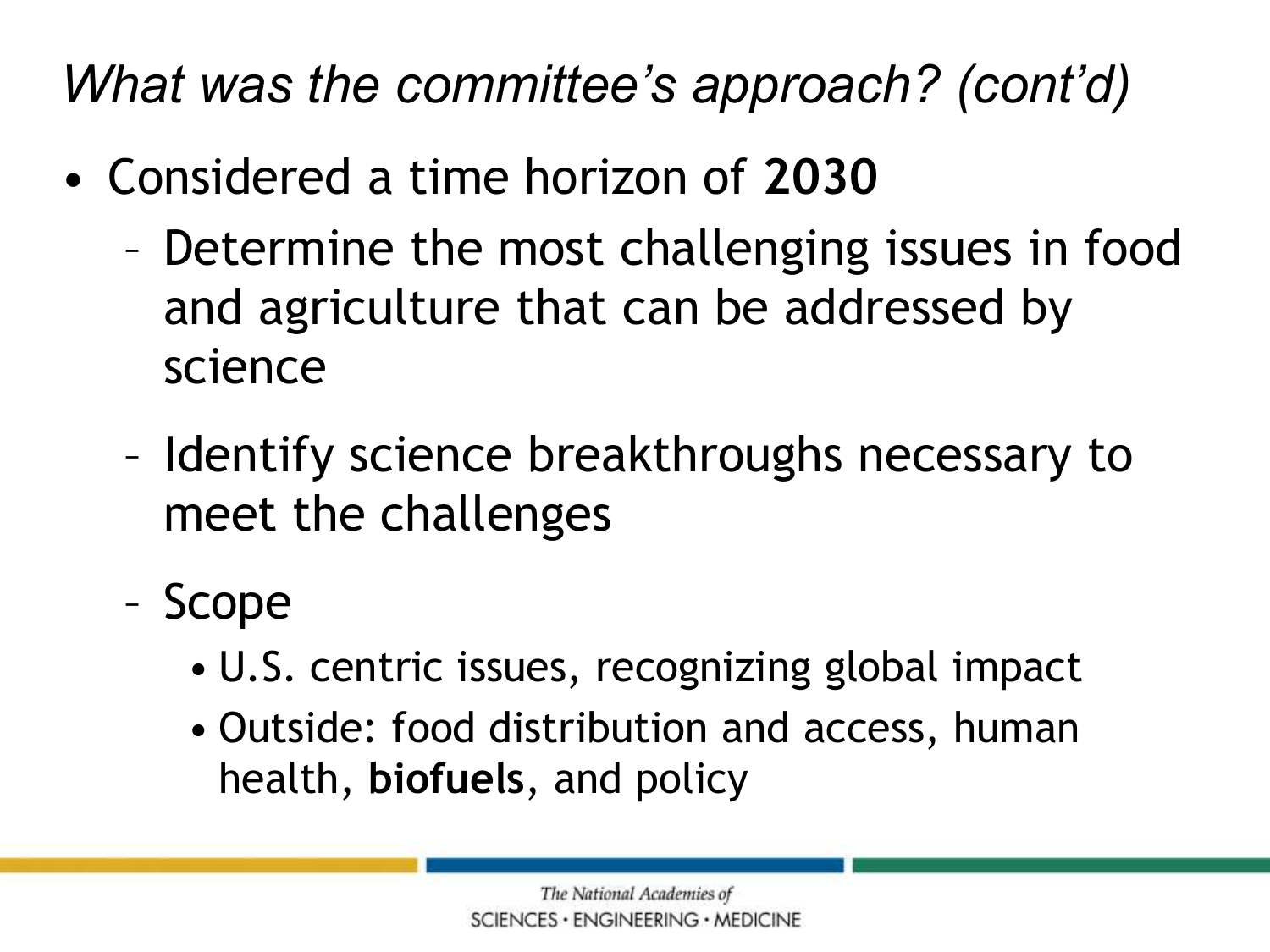## *What was the committee's approach? (cont'd)*

- Considered a time horizon of **2030**
  - Determine the most challenging issues in food and agriculture that can be addressed by science
  - Identify science breakthroughs necessary to meet the challenges
  - Scope
    - U.S. centric issues, recognizing global impact
    - Outside: food distribution and access, human health, **biofuels**, and policy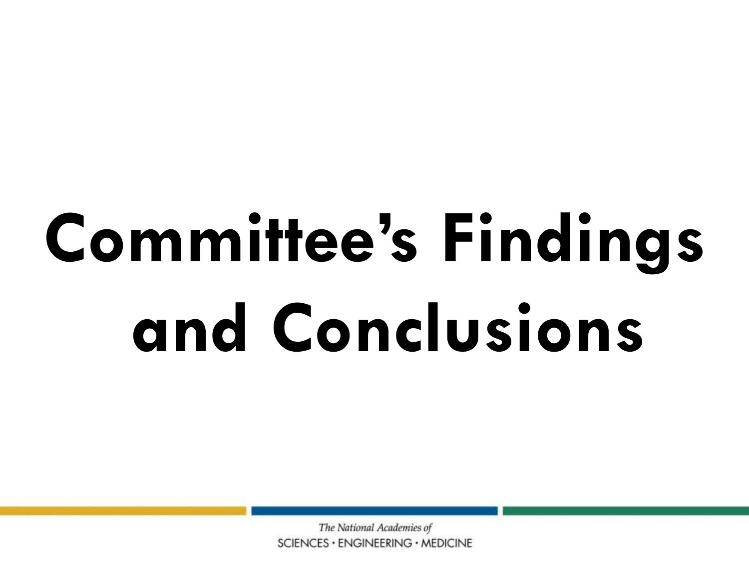# Committee's Findings and Conclusions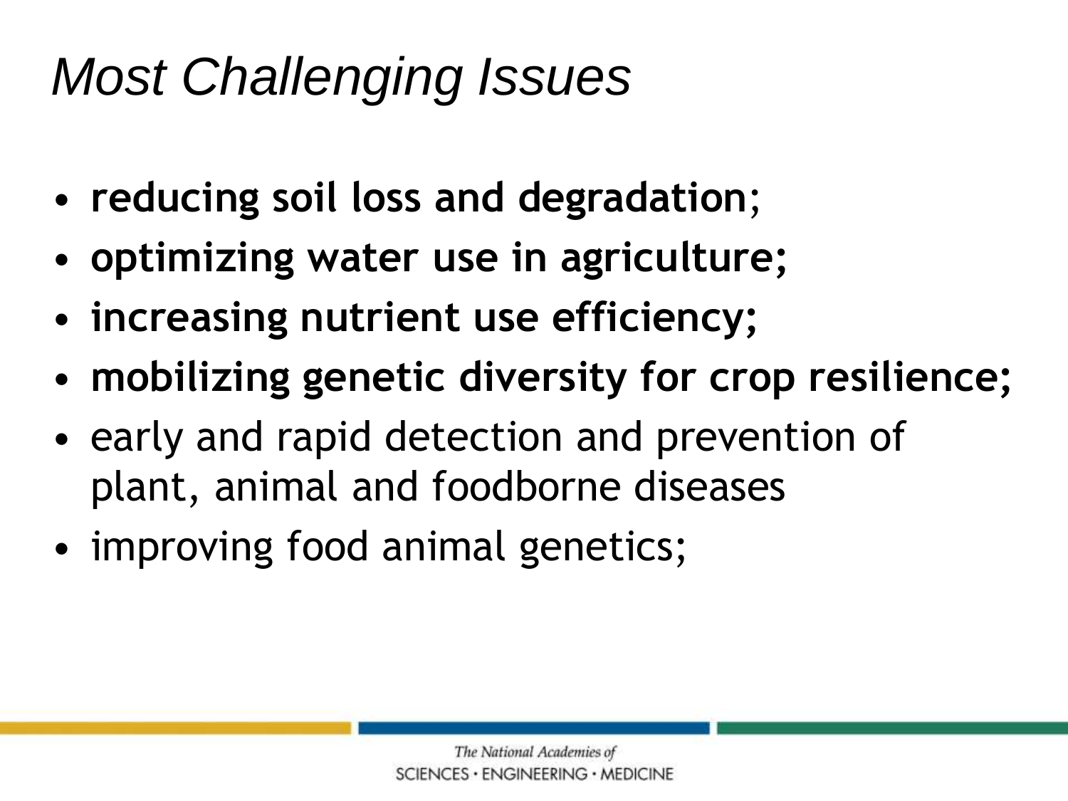# *Most Challenging Issues*

- **reducing soil loss and degradation**;
- **optimizing water use in agriculture;**
- **increasing nutrient use efficiency;**
- **mobilizing genetic diversity for crop resilience;**
- early and rapid detection and prevention of plant, animal and foodborne diseases
- improving food animal genetics;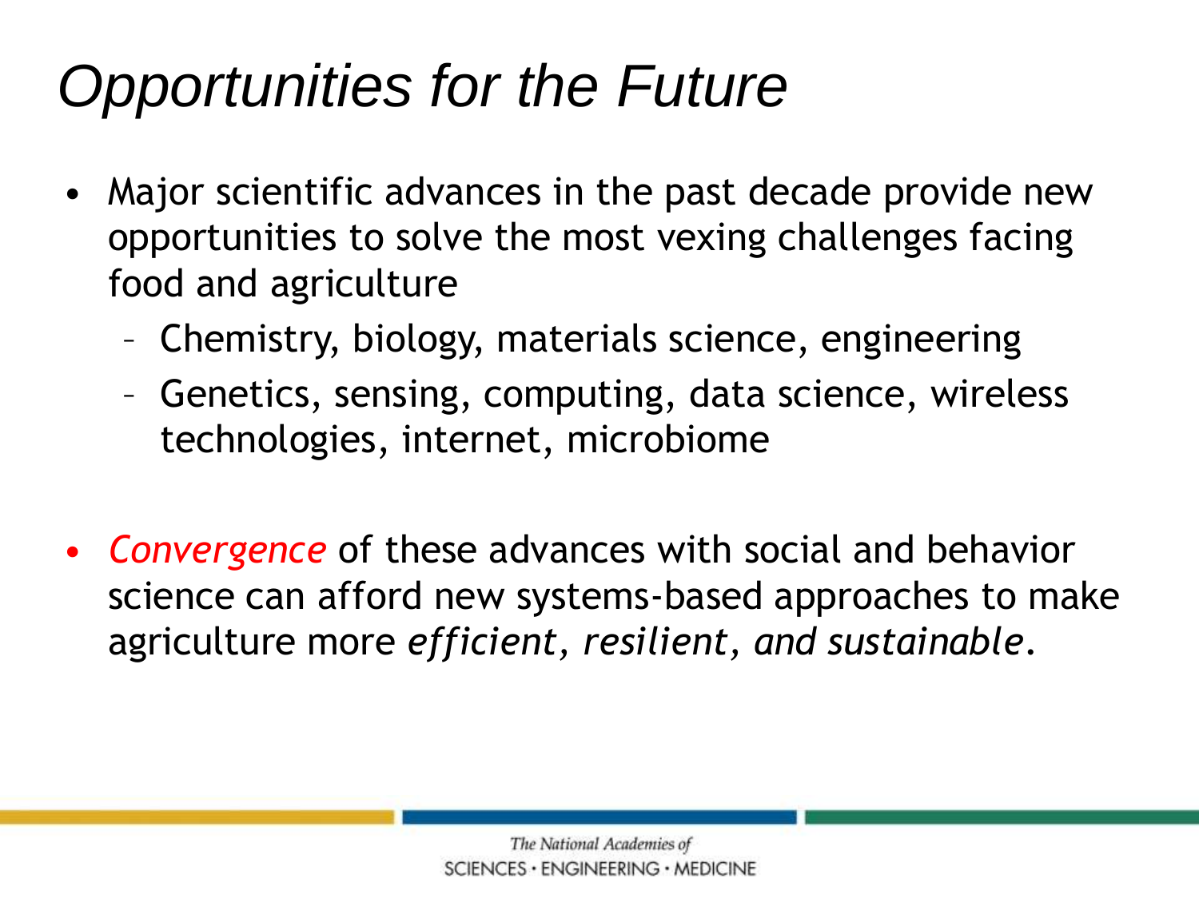# *Opportunities for the Future*

- Major scientific advances in the past decade provide new opportunities to solve the most vexing challenges facing food and agriculture
  - Chemistry, biology, materials science, engineering
  - Genetics, sensing, computing, data science, wireless technologies, internet, microbiome

- *Convergence* of these advances with social and behavior science can afford new systems-based approaches to make agriculture more *efficient, resilient, and sustainable*.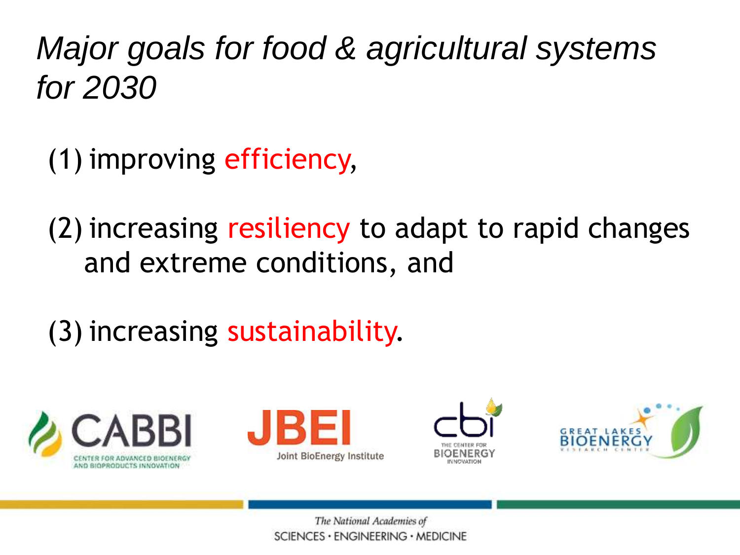# *Major goals for food & agricultural systems for 2030*

(1) improving efficiency,

(2) increasing resiliency to adapt to rapid changes and extreme conditions, and

(3) increasing sustainability.

CABBI
CENTER FOR ADVANCED BIOENERGY AND BIOPRODUCTS INNOVATION

JBEI
Joint BioEnergy Institute

cbi
THE CENTER FOR BIOENERGY INNOVATION

GREAT LAKES BIOENERGY RESEARCH CENTER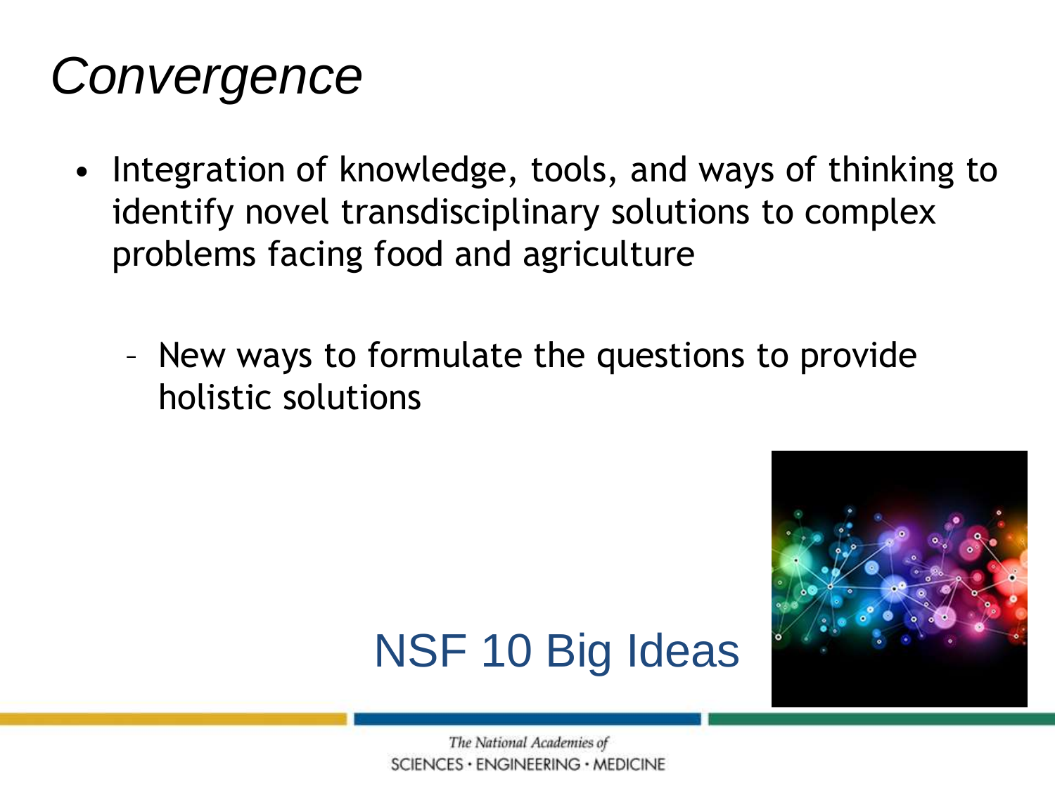# *Convergence*

- Integration of knowledge, tools, and ways of thinking to identify novel transdisciplinary solutions to complex problems facing food and agriculture
  - New ways to formulate the questions to provide holistic solutions

NSF 10 Big Ideas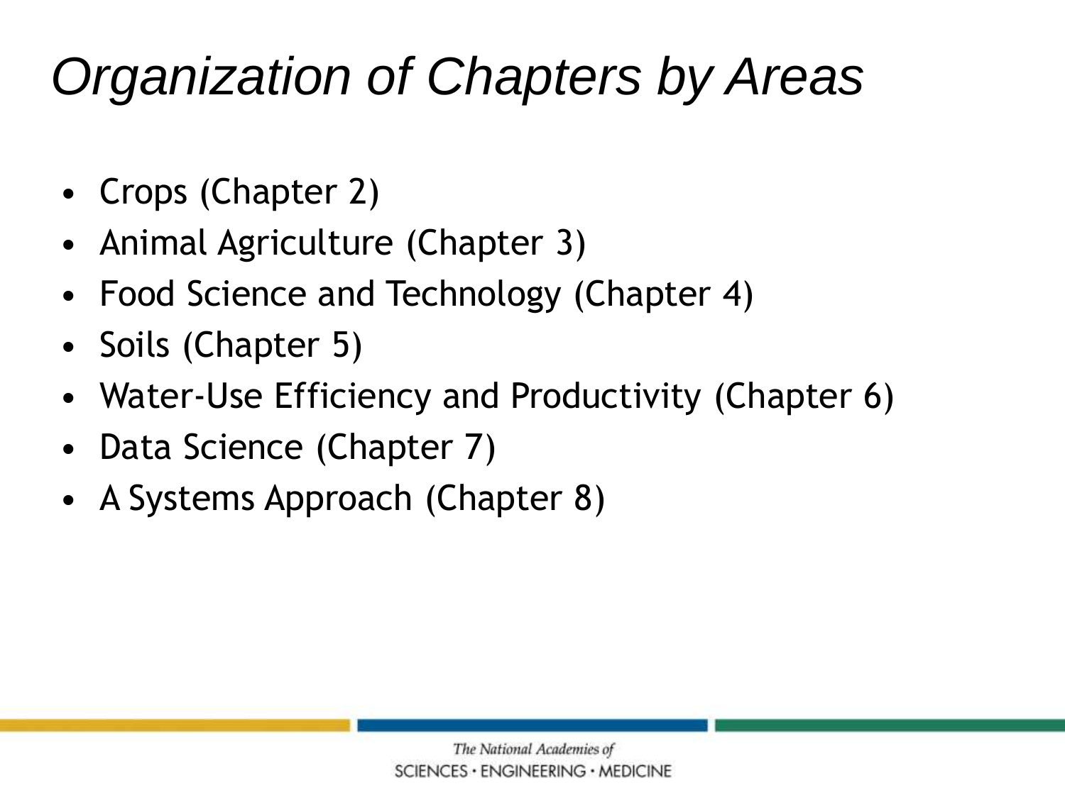# *Organization of Chapters by Areas*

- Crops (Chapter 2)
- Animal Agriculture (Chapter 3)
- Food Science and Technology (Chapter 4)
- Soils (Chapter 5)
- Water-Use Efficiency and Productivity (Chapter 6)
- Data Science (Chapter 7)
- A Systems Approach (Chapter 8)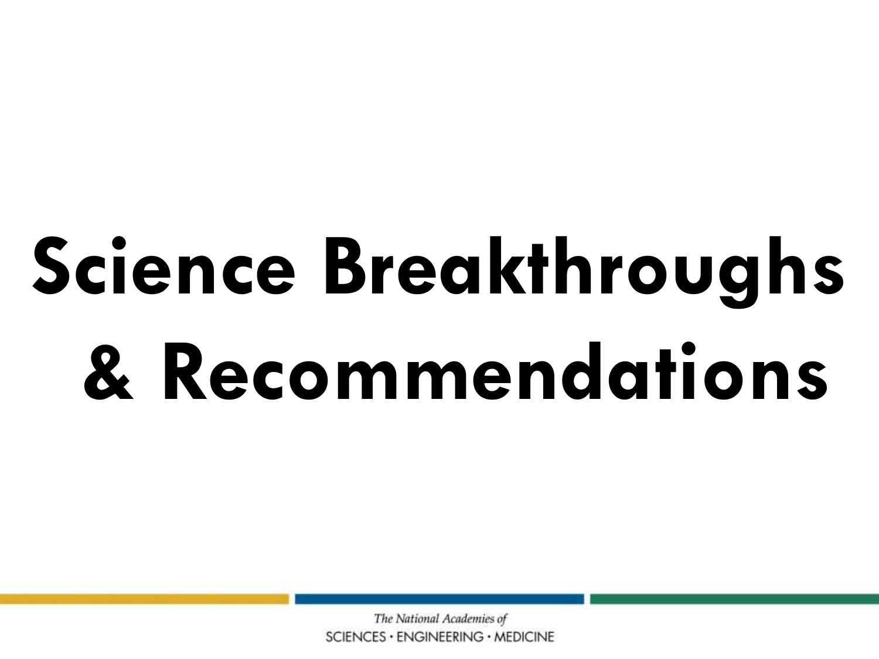# Science Breakthroughs & Recommendations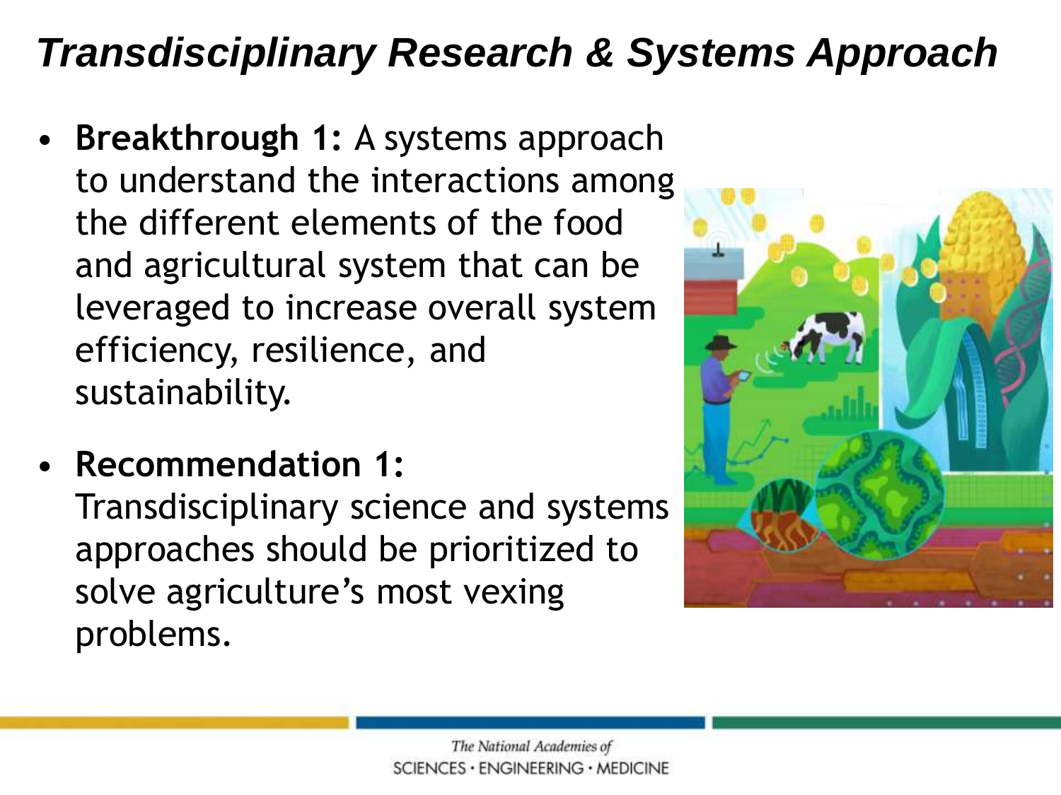# *Transdisciplinary Research & Systems Approach*

- **Breakthrough 1:** A systems approach to understand the interactions among the different elements of the food and agricultural system that can be leveraged to increase overall system efficiency, resilience, and sustainability.
- **Recommendation 1:** Transdisciplinary science and systems approaches should be prioritized to solve agriculture's most vexing problems.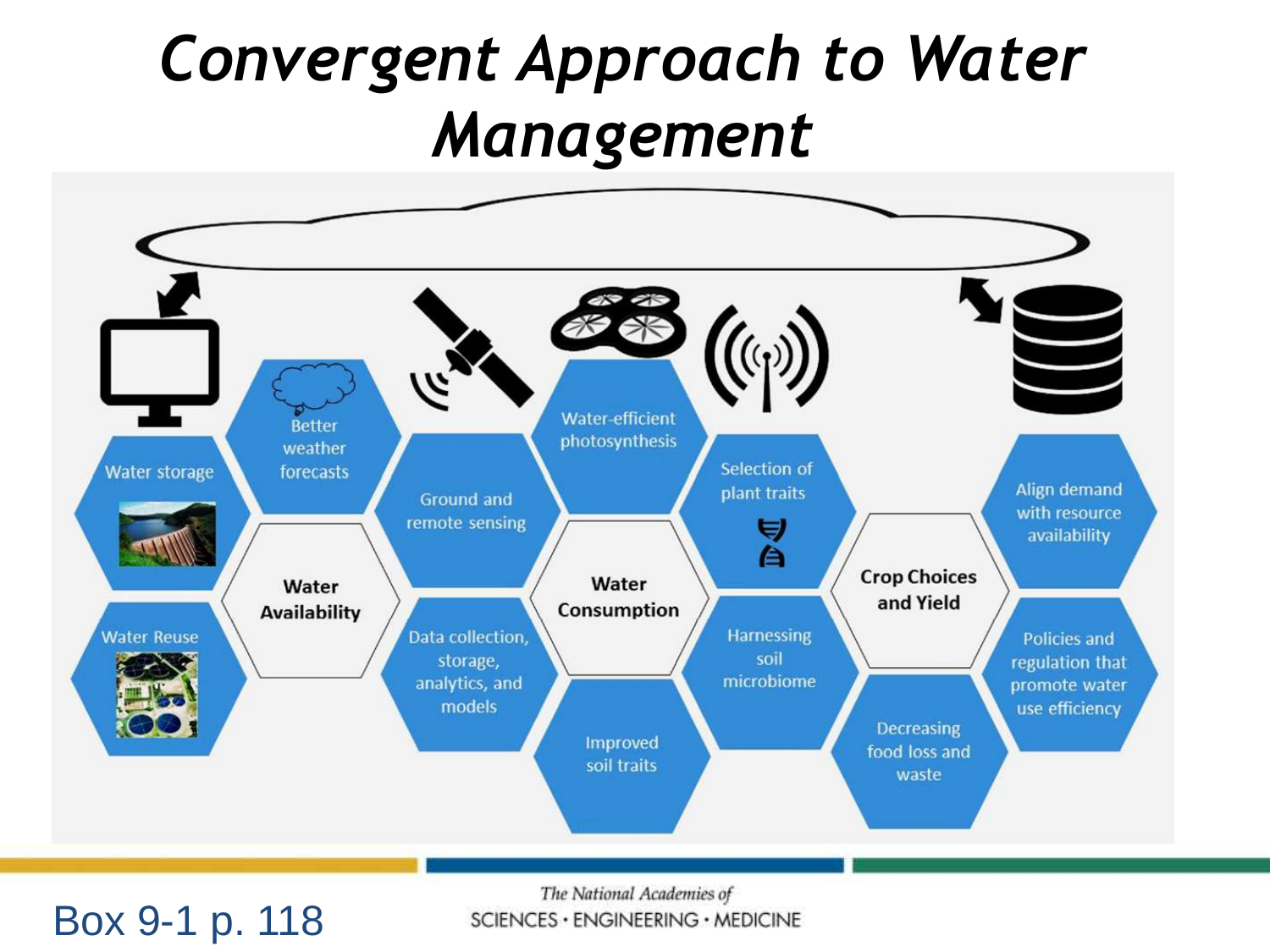# Convergent Approach to Water Management

Water storage

Water Reuse

Better weather forecasts

Water Availability

Ground and remote sensing

Data collection, storage, analytics, and models

Water-efficient photosynthesis

Water Consumption

Improved soil traits

Selection of plant traits

Harnessing soil microbiome

Crop Choices and Yield

Decreasing food loss and waste

Align demand with resource availability

Policies and regulation that promote water use efficiency

Box 9-1 p. 118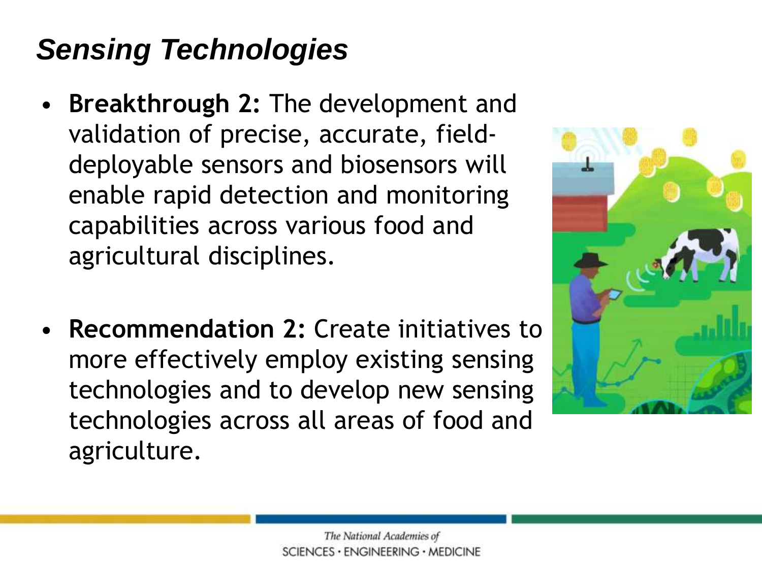## *Sensing Technologies*

- **Breakthrough 2:** The development and validation of precise, accurate, field-deployable sensors and biosensors will enable rapid detection and monitoring capabilities across various food and agricultural disciplines.

- **Recommendation 2:** Create initiatives to more effectively employ existing sensing technologies and to develop new sensing technologies across all areas of food and agriculture.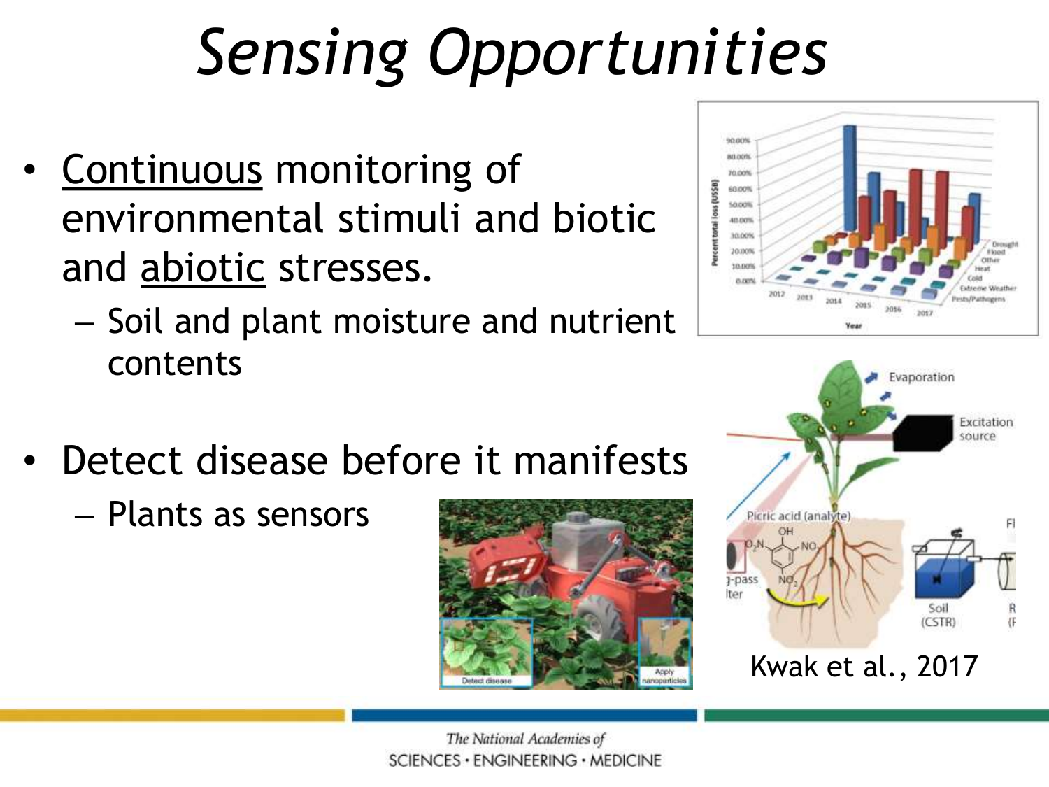# *Sensing Opportunities*

- Continuous monitoring of environmental stimuli and biotic and abiotic stresses.
  - Soil and plant moisture and nutrient contents
- Detect disease before it manifests
  - Plants as sensors

Kwak et al., 2017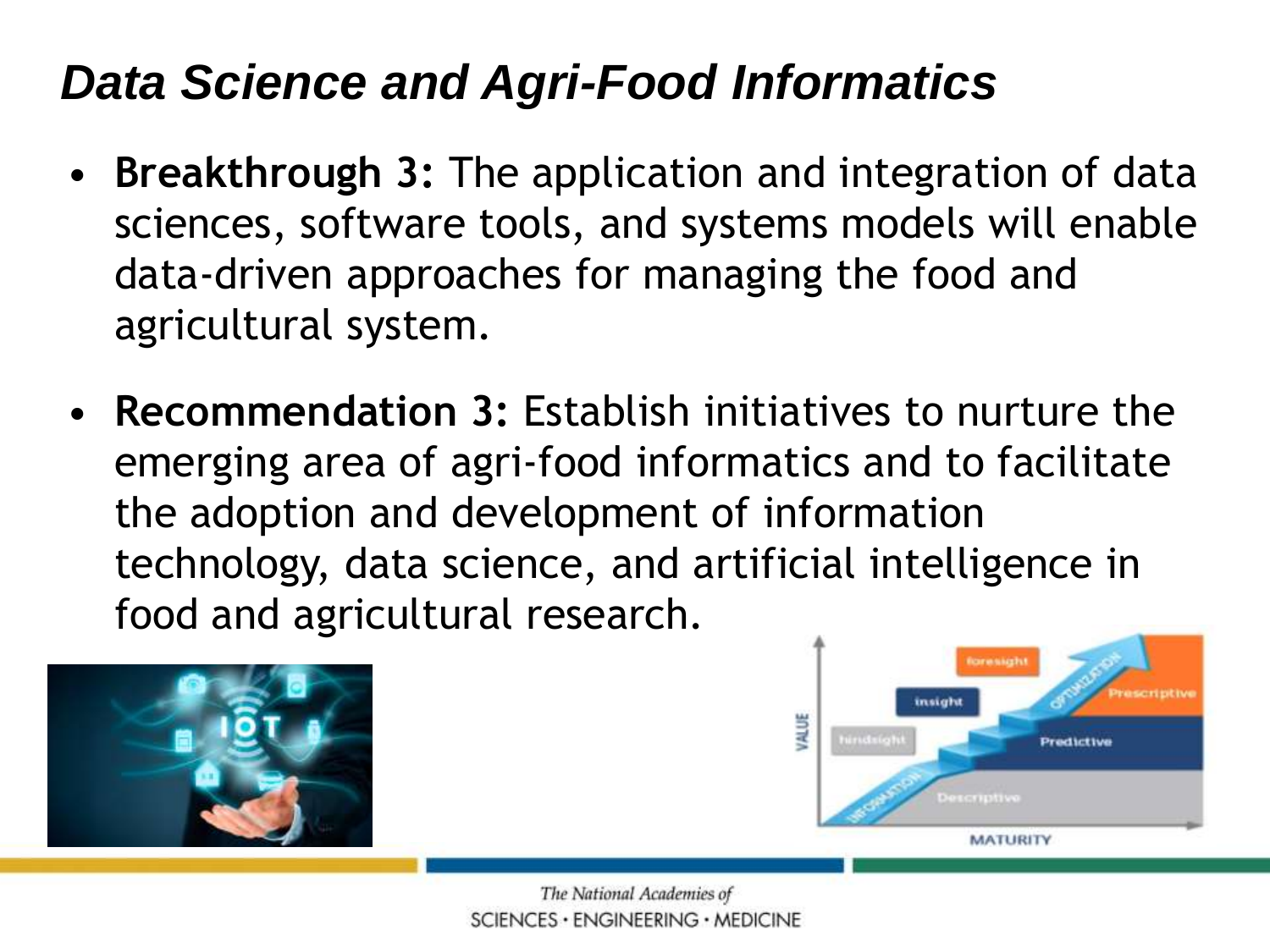# *Data Science and Agri-Food Informatics*

- **Breakthrough 3:** The application and integration of data sciences, software tools, and systems models will enable data-driven approaches for managing the food and agricultural system.
- **Recommendation 3:** Establish initiatives to nurture the emerging area of agri-food informatics and to facilitate the adoption and development of information technology, data science, and artificial intelligence in food and agricultural research.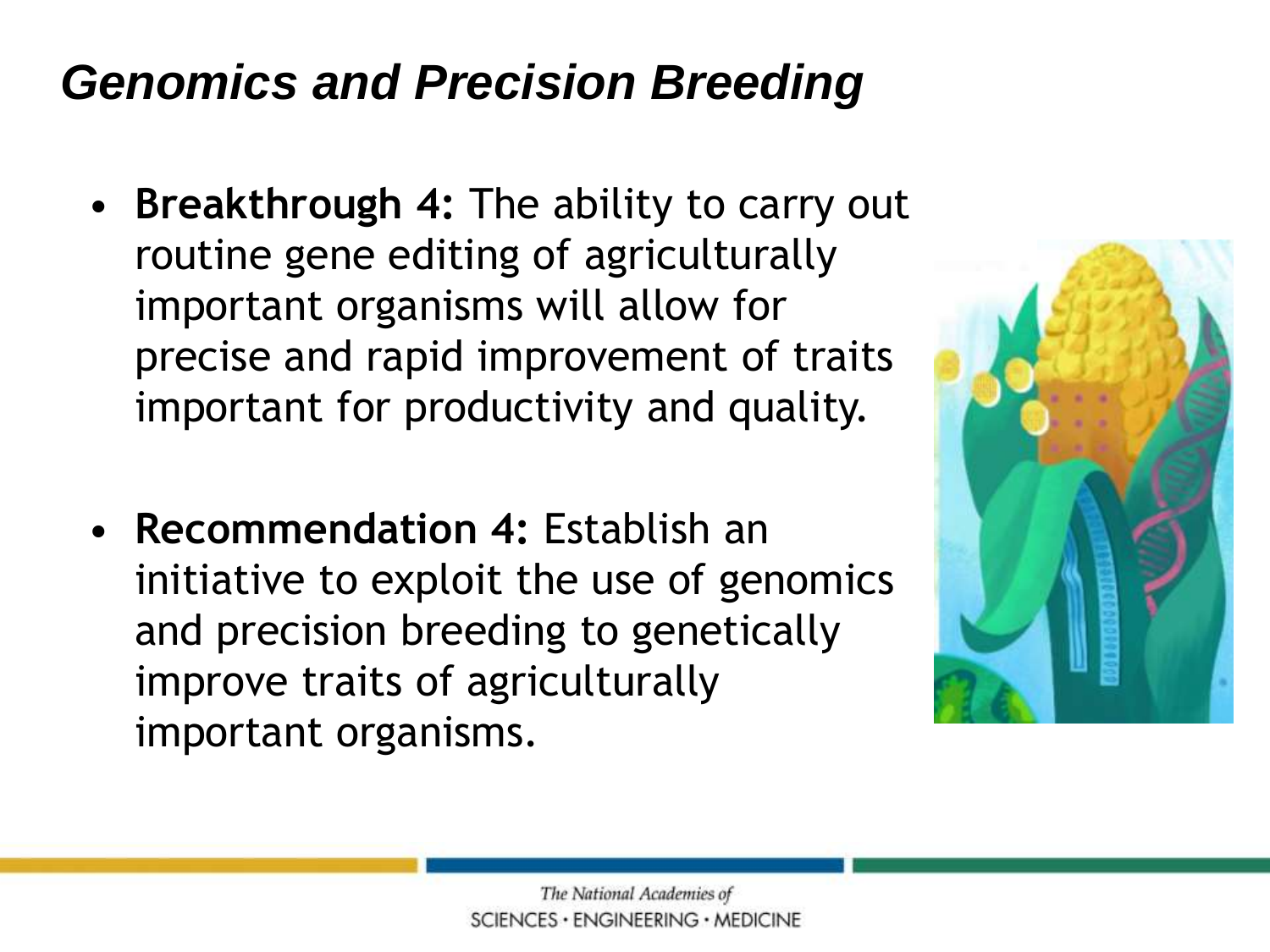## *Genomics and Precision Breeding*

- **Breakthrough 4:** The ability to carry out routine gene editing of agriculturally important organisms will allow for precise and rapid improvement of traits important for productivity and quality.

- **Recommendation 4:** Establish an initiative to exploit the use of genomics and precision breeding to genetically improve traits of agriculturally important organisms.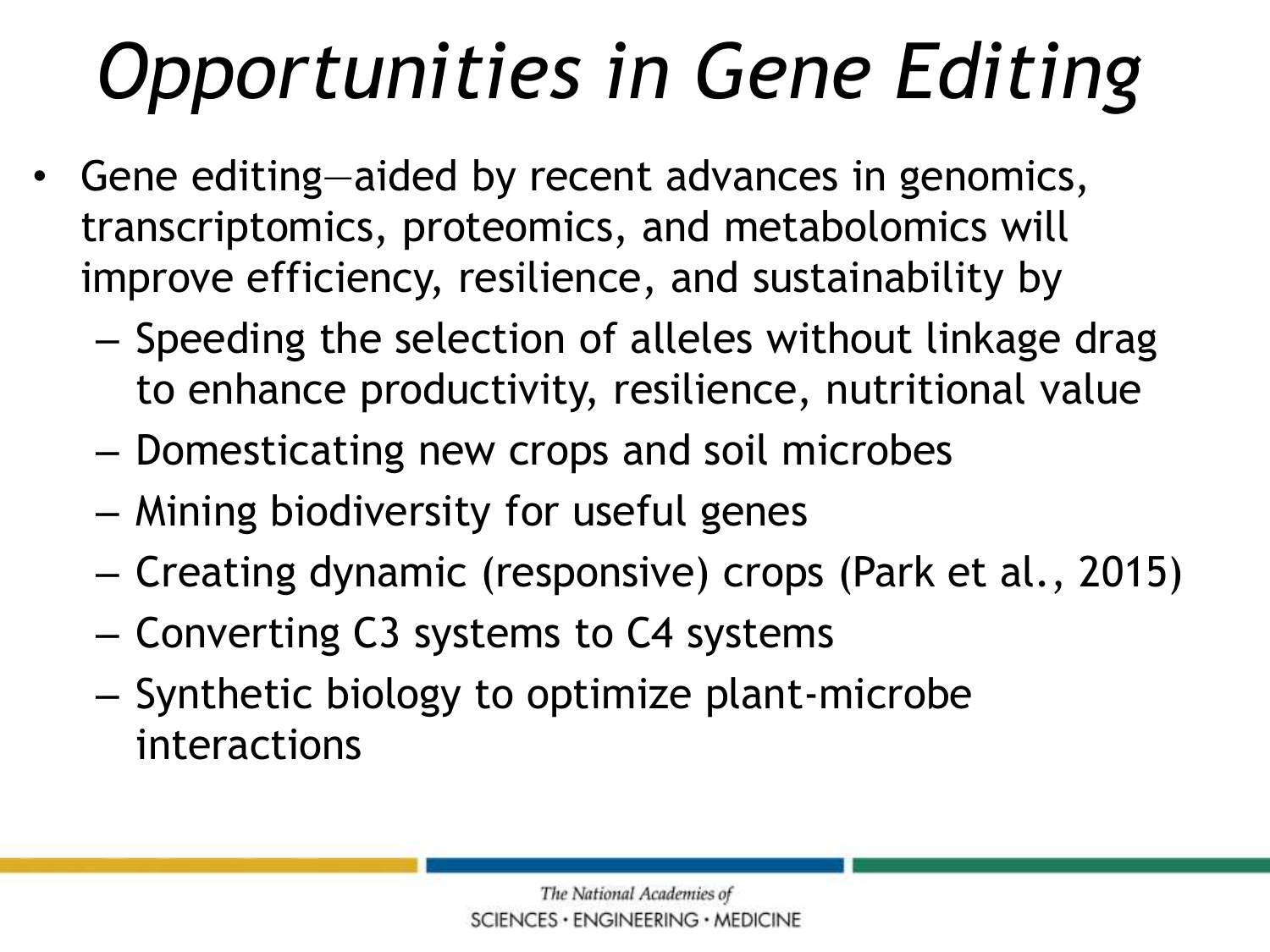# *Opportunities in Gene Editing*

- Gene editing—aided by recent advances in genomics, transcriptomics, proteomics, and metabolomics will improve efficiency, resilience, and sustainability by
  - Speeding the selection of alleles without linkage drag to enhance productivity, resilience, nutritional value
  - Domesticating new crops and soil microbes
  - Mining biodiversity for useful genes
  - Creating dynamic (responsive) crops (Park et al., 2015)
  - Converting C3 systems to C4 systems
  - Synthetic biology to optimize plant-microbe interactions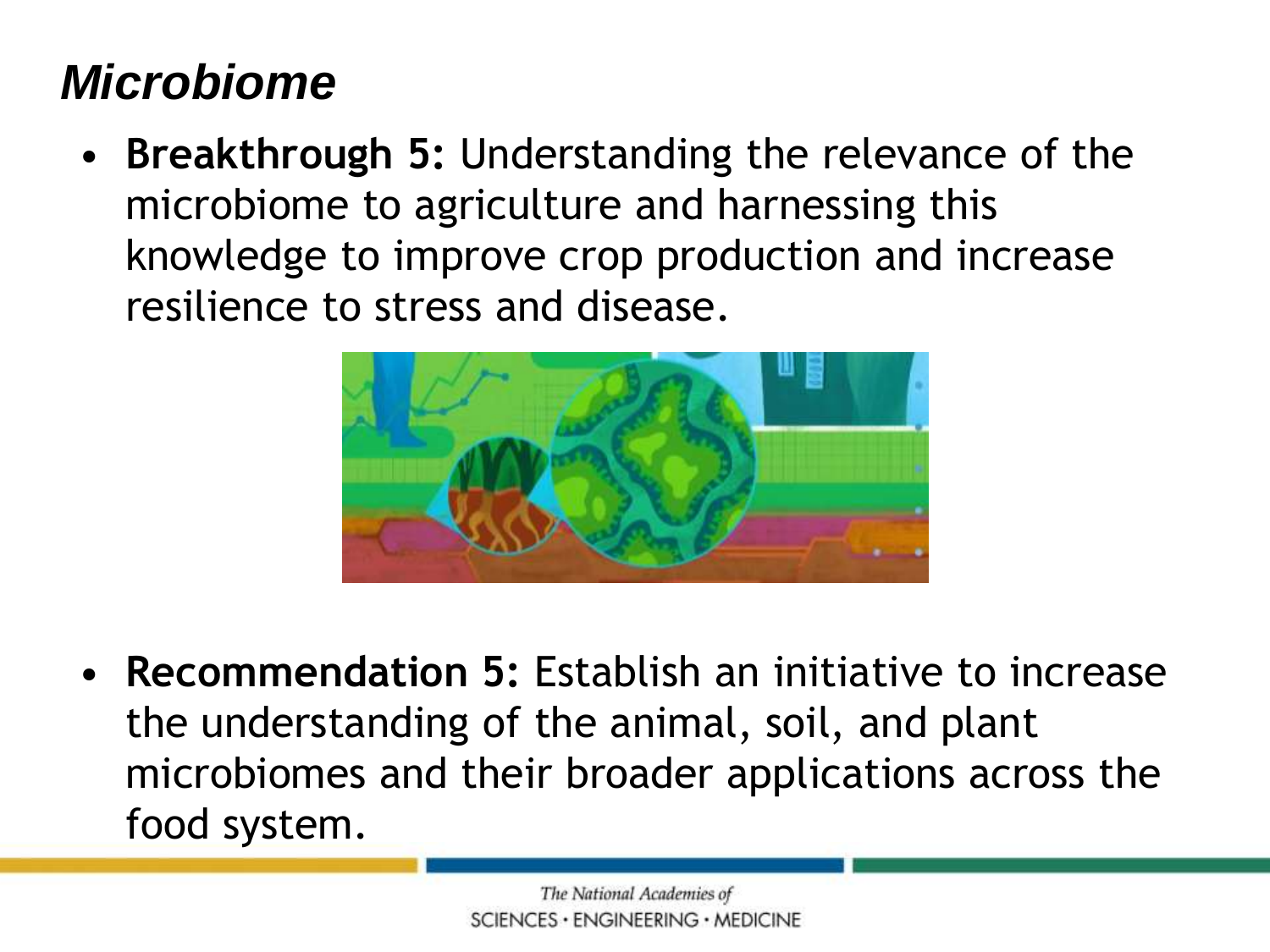## *Microbiome*

- **Breakthrough 5:** Understanding the relevance of the microbiome to agriculture and harnessing this knowledge to improve crop production and increase resilience to stress and disease.

- **Recommendation 5:** Establish an initiative to increase the understanding of the animal, soil, and plant microbiomes and their broader applications across the food system.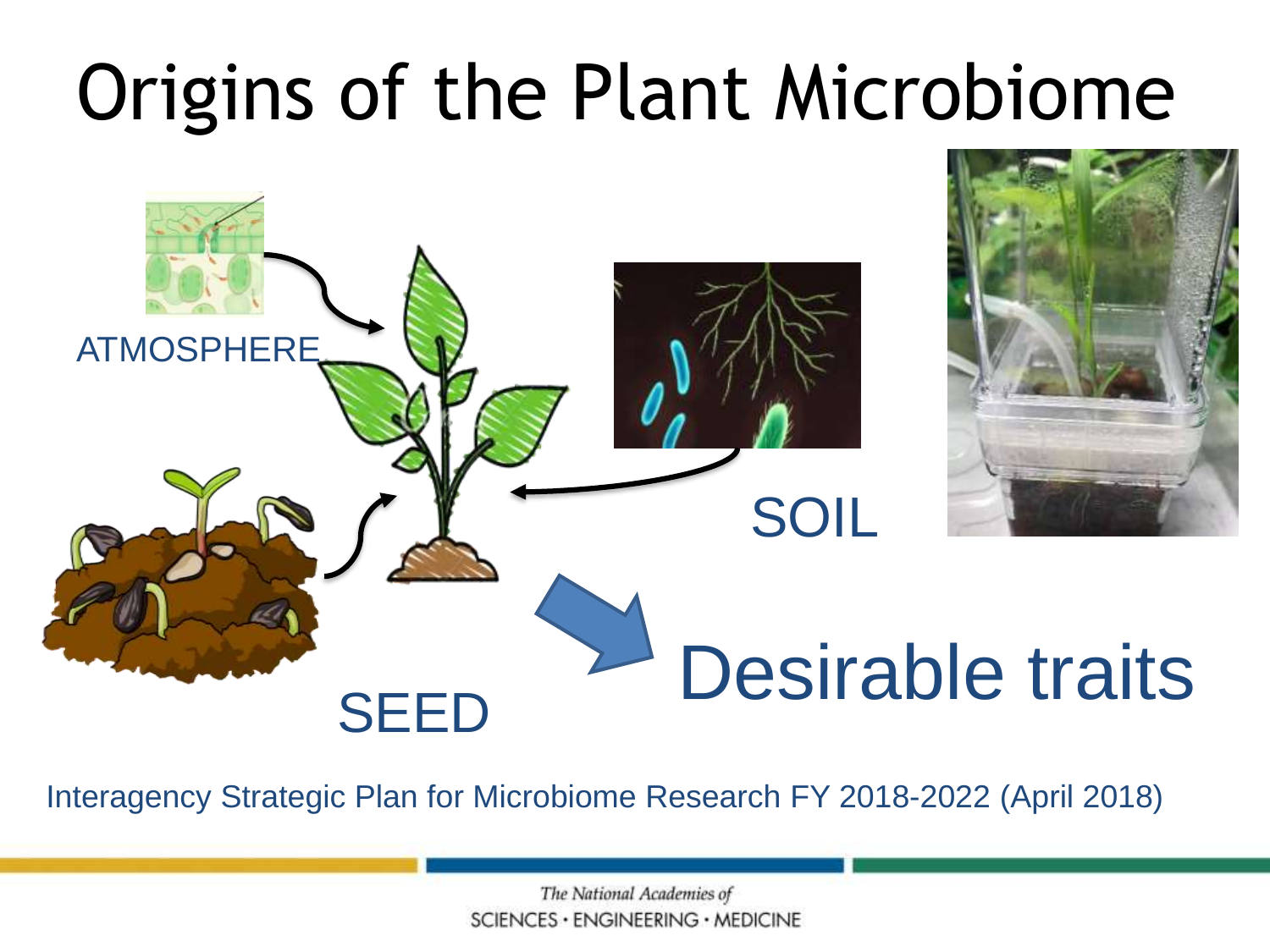# Origins of the Plant Microbiome

ATMOSPHERE

SOIL

SEED

Desirable traits

Interagency Strategic Plan for Microbiome Research FY 2018-2022 (April 2018)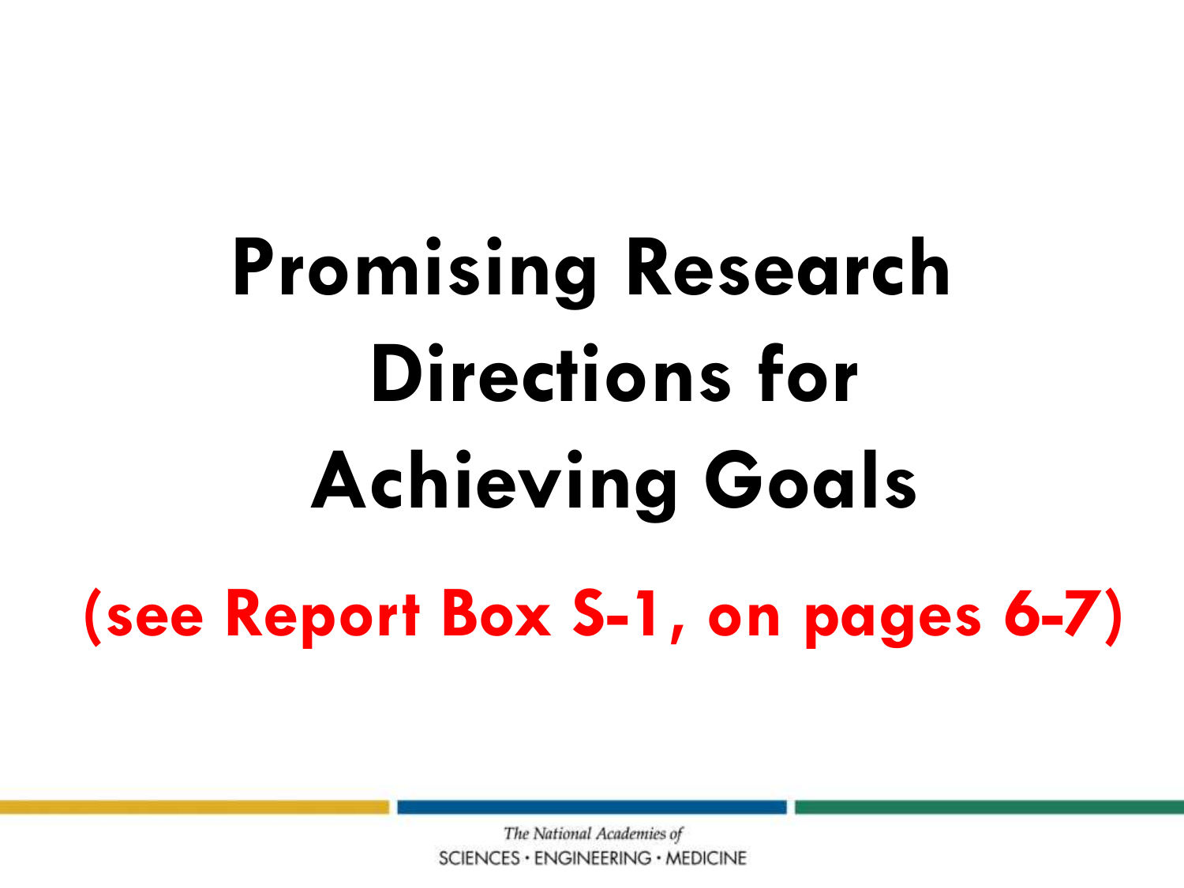# Promising Research Directions for Achieving Goals

**(see Report Box S-1, on pages 6-7)**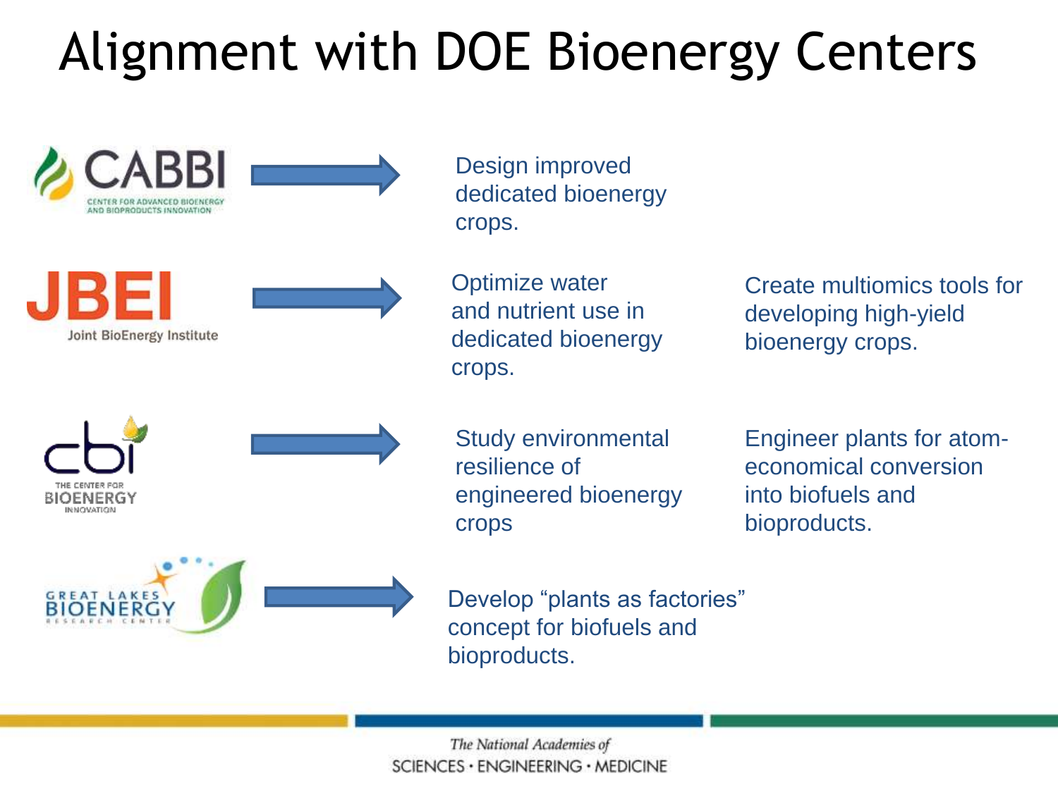# Alignment with DOE Bioenergy Centers

**CABBI** (Center for Advanced Bioenergy and Bioproducts Innovation) →

- Design improved dedicated bioenergy crops.

**JBEI** (Joint BioEnergy Institute) →

- Optimize water and nutrient use in dedicated bioenergy crops.
- Create multiomics tools for developing high-yield bioenergy crops.

**cbi** (The Center for Bioenergy Innovation) →

- Study environmental resilience of engineered bioenergy crops
- Engineer plants for atom-economical conversion into biofuels and bioproducts.

**Great Lakes Bioenergy Research Center** →

- Develop “plants as factories” concept for biofuels and bioproducts.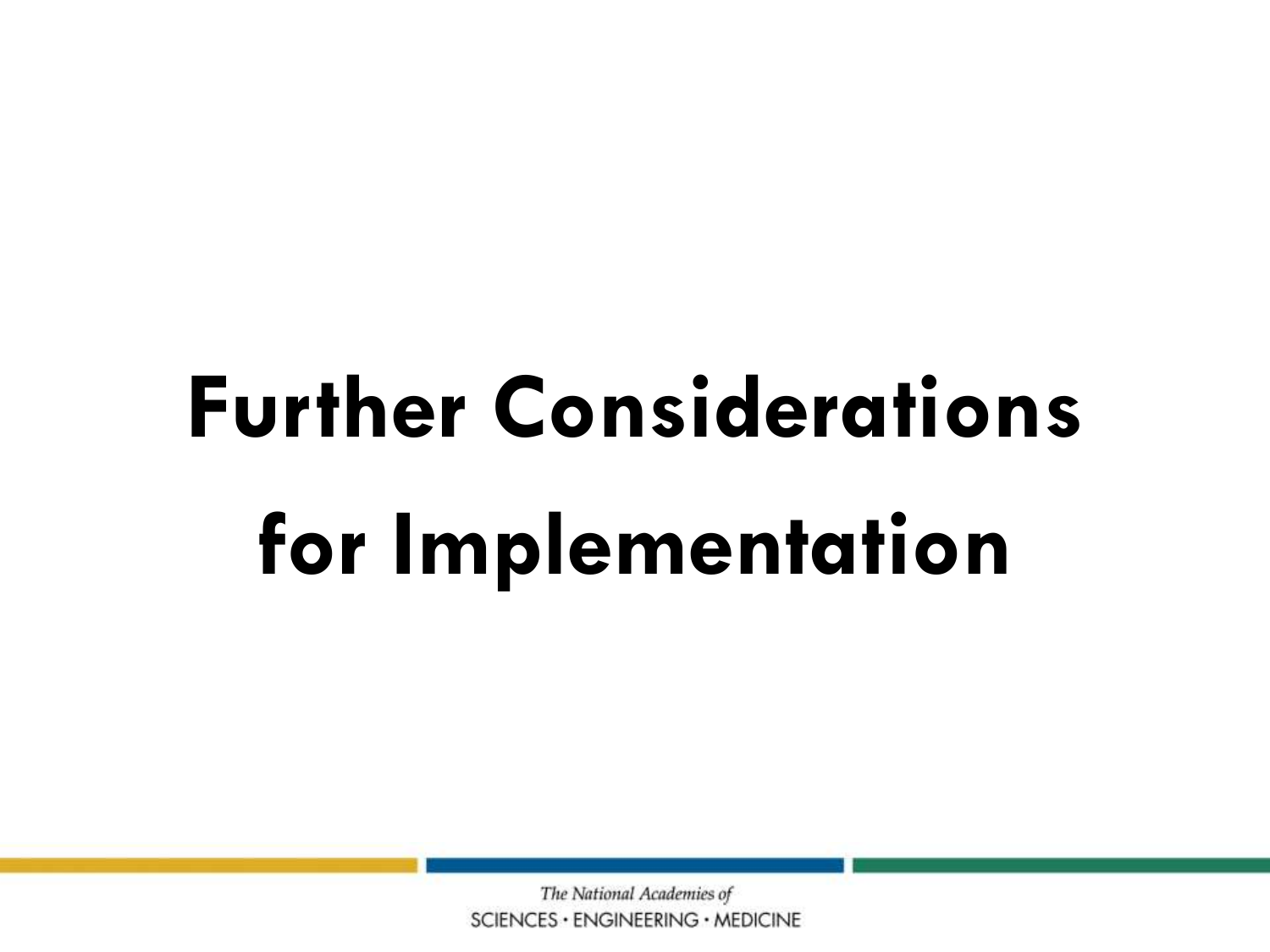# Further Considerations for Implementation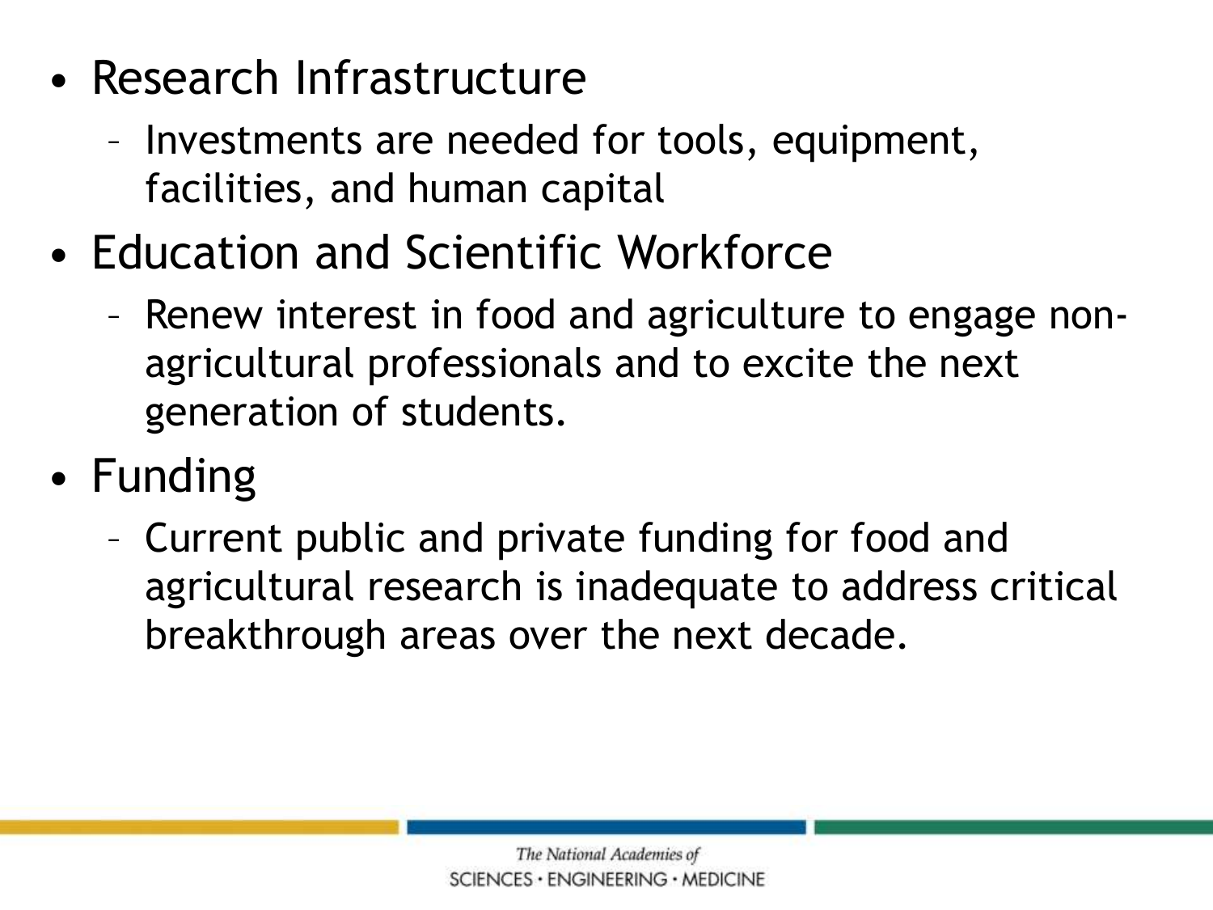- Research Infrastructure
  - Investments are needed for tools, equipment, facilities, and human capital
- Education and Scientific Workforce
  - Renew interest in food and agriculture to engage non-agricultural professionals and to excite the next generation of students.
- Funding
  - Current public and private funding for food and agricultural research is inadequate to address critical breakthrough areas over the next decade.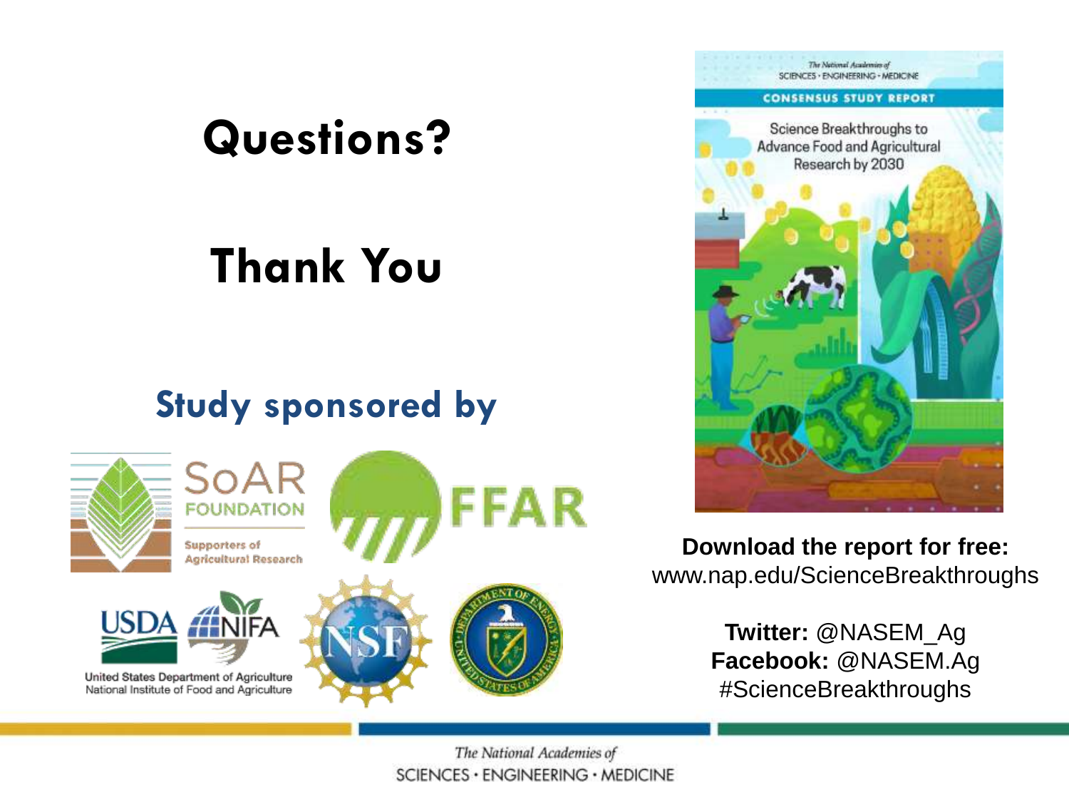# Questions?

# Thank You

## Study sponsored by

**Download the report for free:**
www.nap.edu/ScienceBreakthroughs

**Twitter:** @NASEM_Ag
**Facebook:** @NASEM.Ag
#ScienceBreakthroughs